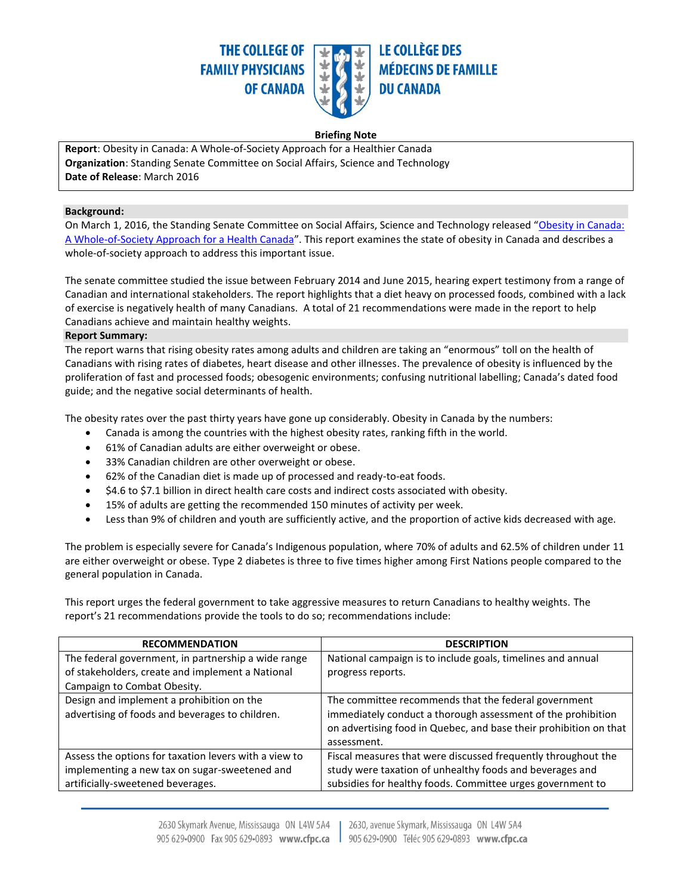THE COLLEGE OF FAMILY PHYSICIANS OF CANADA

LE COLLÈGE DES MÉDECINS DE FAMILLE DU CANADA

**Briefing Note**

**Report**: Obesity in Canada: A Whole-of-Society Approach for a Healthier Canada
**Organization**: Standing Senate Committee on Social Affairs, Science and Technology
**Date of Release**: March 2016

## Background:

On March 1, 2016, the Standing Senate Committee on Social Affairs, Science and Technology released "Obesity in Canada: A Whole-of-Society Approach for a Health Canada". This report examines the state of obesity in Canada and describes a whole-of-society approach to address this important issue.

The senate committee studied the issue between February 2014 and June 2015, hearing expert testimony from a range of Canadian and international stakeholders. The report highlights that a diet heavy on processed foods, combined with a lack of exercise is negatively health of many Canadians. A total of 21 recommendations were made in the report to help Canadians achieve and maintain healthy weights.

## Report Summary:

The report warns that rising obesity rates among adults and children are taking an "enormous" toll on the health of Canadians with rising rates of diabetes, heart disease and other illnesses. The prevalence of obesity is influenced by the proliferation of fast and processed foods; obesogenic environments; confusing nutritional labelling; Canada's dated food guide; and the negative social determinants of health.

The obesity rates over the past thirty years have gone up considerably. Obesity in Canada by the numbers:

- Canada is among the countries with the highest obesity rates, ranking fifth in the world.
- 61% of Canadian adults are either overweight or obese.
- 33% Canadian children are other overweight or obese.
- 62% of the Canadian diet is made up of processed and ready-to-eat foods.
- $4.6 to $7.1 billion in direct health care costs and indirect costs associated with obesity.
- 15% of adults are getting the recommended 150 minutes of activity per week.
- Less than 9% of children and youth are sufficiently active, and the proportion of active kids decreased with age.

The problem is especially severe for Canada's Indigenous population, where 70% of adults and 62.5% of children under 11 are either overweight or obese. Type 2 diabetes is three to five times higher among First Nations people compared to the general population in Canada.

This report urges the federal government to take aggressive measures to return Canadians to healthy weights. The report's 21 recommendations provide the tools to do so; recommendations include:

| RECOMMENDATION | DESCRIPTION |
|---|---|
| The federal government, in partnership a wide range of stakeholders, create and implement a National Campaign to Combat Obesity. | National campaign is to include goals, timelines and annual progress reports. |
| Design and implement a prohibition on the advertising of foods and beverages to children. | The committee recommends that the federal government immediately conduct a thorough assessment of the prohibition on advertising food in Quebec, and base their prohibition on that assessment. |
| Assess the options for taxation levers with a view to implementing a new tax on sugar-sweetened and artificially-sweetened beverages. | Fiscal measures that were discussed frequently throughout the study were taxation of unhealthy foods and beverages and subsidies for healthy foods. Committee urges government to |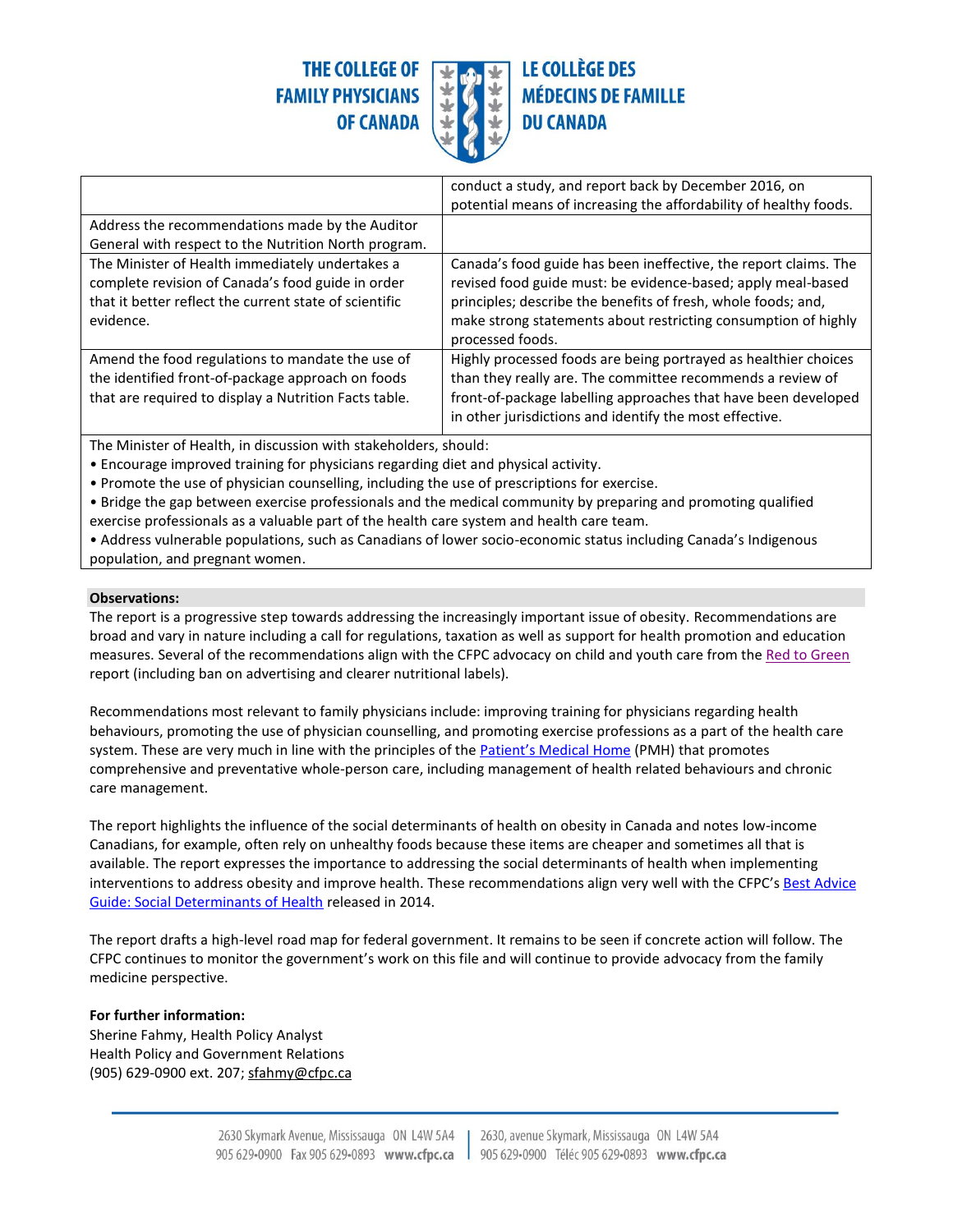| | |
|---|---|
| | conduct a study, and report back by December 2016, on potential means of increasing the affordability of healthy foods. |
| Address the recommendations made by the Auditor General with respect to the Nutrition North program. | |
| The Minister of Health immediately undertakes a complete revision of Canada's food guide in order that it better reflect the current state of scientific evidence. | Canada's food guide has been ineffective, the report claims. The revised food guide must: be evidence-based; apply meal-based principles; describe the benefits of fresh, whole foods; and, make strong statements about restricting consumption of highly processed foods. |
| Amend the food regulations to mandate the use of the identified front-of-package approach on foods that are required to display a Nutrition Facts table. | Highly processed foods are being portrayed as healthier choices than they really are. The committee recommends a review of front-of-package labelling approaches that have been developed in other jurisdictions and identify the most effective. |
| The Minister of Health, in discussion with stakeholders, should:<br>• Encourage improved training for physicians regarding diet and physical activity.<br>• Promote the use of physician counselling, including the use of prescriptions for exercise.<br>• Bridge the gap between exercise professionals and the medical community by preparing and promoting qualified exercise professionals as a valuable part of the health care system and health care team.<br>• Address vulnerable populations, such as Canadians of lower socio-economic status including Canada's Indigenous population, and pregnant women. | |

**Observations:**

The report is a progressive step towards addressing the increasingly important issue of obesity. Recommendations are broad and vary in nature including a call for regulations, taxation as well as support for health promotion and education measures. Several of the recommendations align with the CFPC advocacy on child and youth care from the Red to Green report (including ban on advertising and clearer nutritional labels).

Recommendations most relevant to family physicians include: improving training for physicians regarding health behaviours, promoting the use of physician counselling, and promoting exercise professions as a part of the health care system. These are very much in line with the principles of the Patient's Medical Home (PMH) that promotes comprehensive and preventative whole-person care, including management of health related behaviours and chronic care management.

The report highlights the influence of the social determinants of health on obesity in Canada and notes low-income Canadians, for example, often rely on unhealthy foods because these items are cheaper and sometimes all that is available. The report expresses the importance to addressing the social determinants of health when implementing interventions to address obesity and improve health. These recommendations align very well with the CFPC's Best Advice Guide: Social Determinants of Health released in 2014.

The report drafts a high-level road map for federal government. It remains to be seen if concrete action will follow. The CFPC continues to monitor the government's work on this file and will continue to provide advocacy from the family medicine perspective.

**For further information:**

Sherine Fahmy, Health Policy Analyst
Health Policy and Government Relations
(905) 629-0900 ext. 207; sfahmy@cfpc.ca